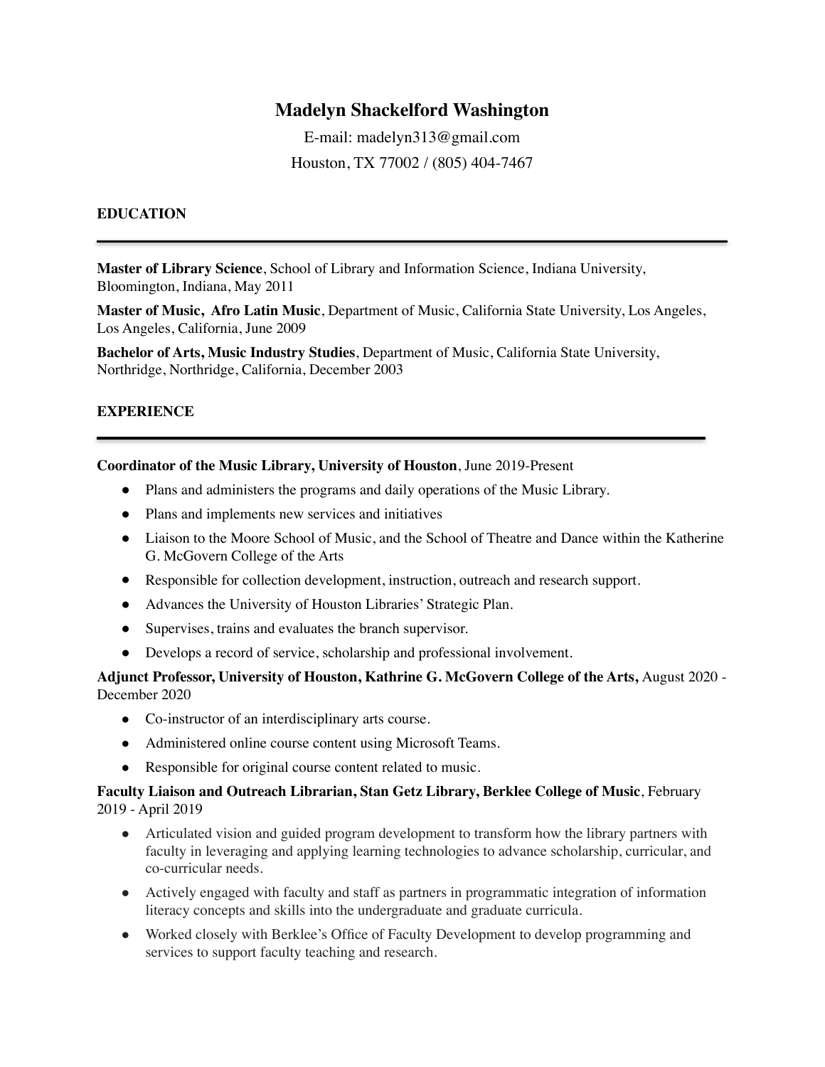# Madelyn Shackelford Washington

E-mail: madelyn313@gmail.com

Houston, TX 77002 / (805) 404-7467

## EDUCATION

**Master of Library Science**, School of Library and Information Science, Indiana University, Bloomington, Indiana, May 2011

**Master of Music, Afro Latin Music**, Department of Music, California State University, Los Angeles, Los Angeles, California, June 2009

**Bachelor of Arts, Music Industry Studies**, Department of Music, California State University, Northridge, Northridge, California, December 2003

## EXPERIENCE

**Coordinator of the Music Library, University of Houston**, June 2019-Present

- Plans and administers the programs and daily operations of the Music Library.
- Plans and implements new services and initiatives
- Liaison to the Moore School of Music, and the School of Theatre and Dance within the Katherine G. McGovern College of the Arts
- Responsible for collection development, instruction, outreach and research support.
- Advances the University of Houston Libraries' Strategic Plan.
- Supervises, trains and evaluates the branch supervisor.
- Develops a record of service, scholarship and professional involvement.

**Adjunct Professor, University of Houston, Kathrine G. McGovern College of the Arts,** August 2020 - December 2020

- Co-instructor of an interdisciplinary arts course.
- Administered online course content using Microsoft Teams.
- Responsible for original course content related to music.

**Faculty Liaison and Outreach Librarian, Stan Getz Library, Berklee College of Music**, February 2019 - April 2019

- Articulated vision and guided program development to transform how the library partners with faculty in leveraging and applying learning technologies to advance scholarship, curricular, and co-curricular needs.
- Actively engaged with faculty and staff as partners in programmatic integration of information literacy concepts and skills into the undergraduate and graduate curricula.
- Worked closely with Berklee's Office of Faculty Development to develop programming and services to support faculty teaching and research.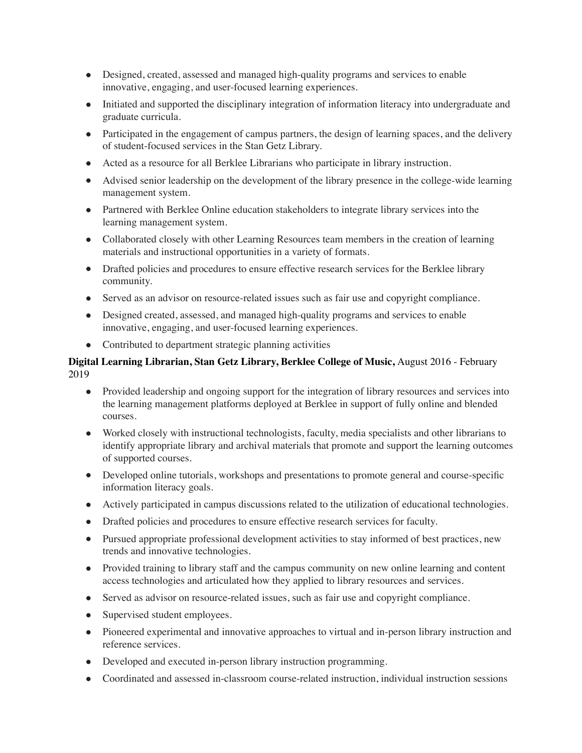- Designed, created, assessed and managed high-quality programs and services to enable innovative, engaging, and user-focused learning experiences.
- Initiated and supported the disciplinary integration of information literacy into undergraduate and graduate curricula.
- Participated in the engagement of campus partners, the design of learning spaces, and the delivery of student-focused services in the Stan Getz Library.
- Acted as a resource for all Berklee Librarians who participate in library instruction.
- Advised senior leadership on the development of the library presence in the college-wide learning management system.
- Partnered with Berklee Online education stakeholders to integrate library services into the learning management system.
- Collaborated closely with other Learning Resources team members in the creation of learning materials and instructional opportunities in a variety of formats.
- Drafted policies and procedures to ensure effective research services for the Berklee library community.
- Served as an advisor on resource-related issues such as fair use and copyright compliance.
- Designed created, assessed, and managed high-quality programs and services to enable innovative, engaging, and user-focused learning experiences.
- Contributed to department strategic planning activities

**Digital Learning Librarian, Stan Getz Library, Berklee College of Music,** August 2016 - February 2019

- Provided leadership and ongoing support for the integration of library resources and services into the learning management platforms deployed at Berklee in support of fully online and blended courses.
- Worked closely with instructional technologists, faculty, media specialists and other librarians to identify appropriate library and archival materials that promote and support the learning outcomes of supported courses.
- Developed online tutorials, workshops and presentations to promote general and course-specific information literacy goals.
- Actively participated in campus discussions related to the utilization of educational technologies.
- Drafted policies and procedures to ensure effective research services for faculty.
- Pursued appropriate professional development activities to stay informed of best practices, new trends and innovative technologies.
- Provided training to library staff and the campus community on new online learning and content access technologies and articulated how they applied to library resources and services.
- Served as advisor on resource-related issues, such as fair use and copyright compliance.
- Supervised student employees.
- Pioneered experimental and innovative approaches to virtual and in-person library instruction and reference services.
- Developed and executed in-person library instruction programming.
- Coordinated and assessed in-classroom course-related instruction, individual instruction sessions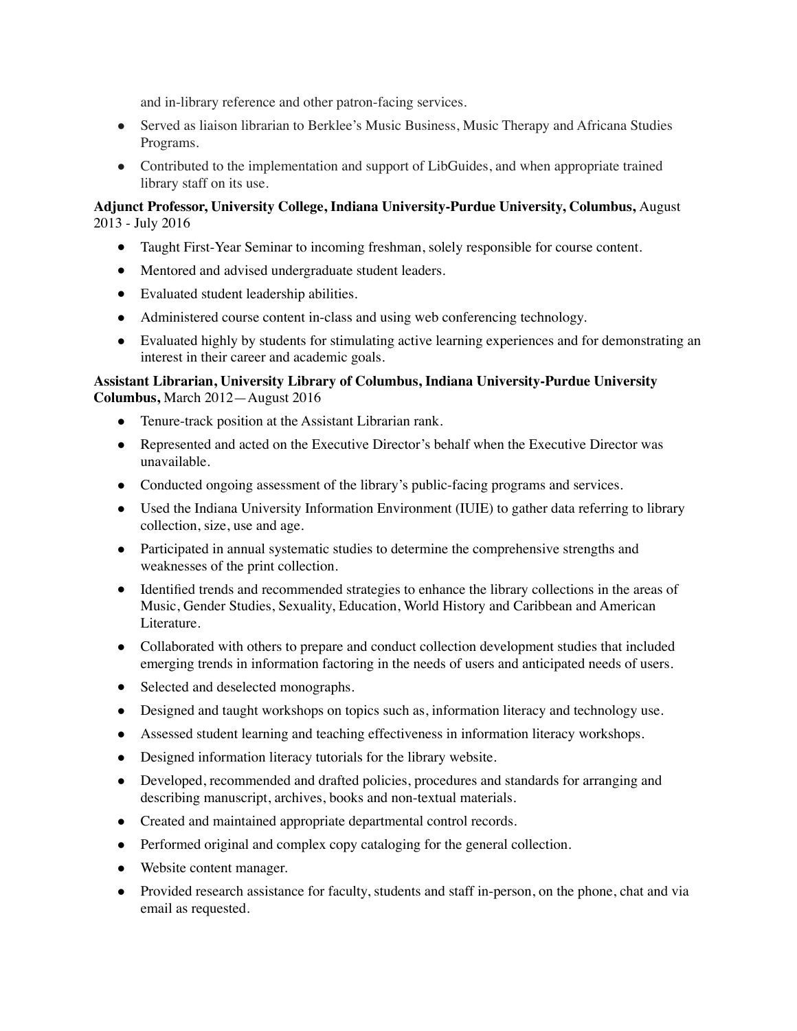and in-library reference and other patron-facing services.

- Served as liaison librarian to Berklee's Music Business, Music Therapy and Africana Studies Programs.
- Contributed to the implementation and support of LibGuides, and when appropriate trained library staff on its use.

**Adjunct Professor, University College, Indiana University-Purdue University, Columbus,** August 2013 - July 2016

- Taught First-Year Seminar to incoming freshman, solely responsible for course content.
- Mentored and advised undergraduate student leaders.
- Evaluated student leadership abilities.
- Administered course content in-class and using web conferencing technology.
- Evaluated highly by students for stimulating active learning experiences and for demonstrating an interest in their career and academic goals.

**Assistant Librarian, University Library of Columbus, Indiana University-Purdue University Columbus,** March 2012—August 2016

- Tenure-track position at the Assistant Librarian rank.
- Represented and acted on the Executive Director's behalf when the Executive Director was unavailable.
- Conducted ongoing assessment of the library's public-facing programs and services.
- Used the Indiana University Information Environment (IUIE) to gather data referring to library collection, size, use and age.
- Participated in annual systematic studies to determine the comprehensive strengths and weaknesses of the print collection.
- Identified trends and recommended strategies to enhance the library collections in the areas of Music, Gender Studies, Sexuality, Education, World History and Caribbean and American Literature.
- Collaborated with others to prepare and conduct collection development studies that included emerging trends in information factoring in the needs of users and anticipated needs of users.
- Selected and deselected monographs.
- Designed and taught workshops on topics such as, information literacy and technology use.
- Assessed student learning and teaching effectiveness in information literacy workshops.
- Designed information literacy tutorials for the library website.
- Developed, recommended and drafted policies, procedures and standards for arranging and describing manuscript, archives, books and non-textual materials.
- Created and maintained appropriate departmental control records.
- Performed original and complex copy cataloging for the general collection.
- Website content manager.
- Provided research assistance for faculty, students and staff in-person, on the phone, chat and via email as requested.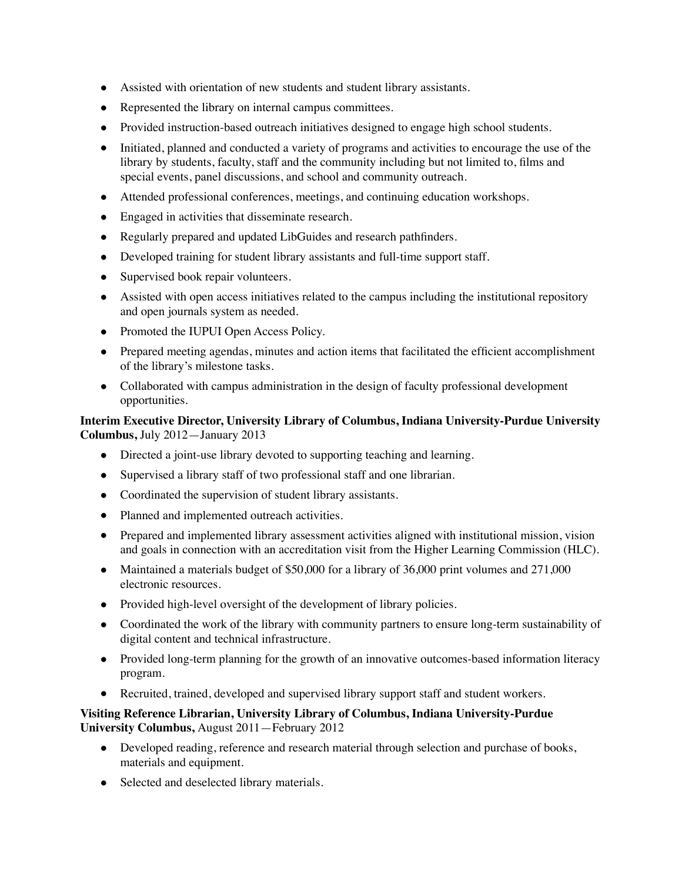- Assisted with orientation of new students and student library assistants.
- Represented the library on internal campus committees.
- Provided instruction-based outreach initiatives designed to engage high school students.
- Initiated, planned and conducted a variety of programs and activities to encourage the use of the library by students, faculty, staff and the community including but not limited to, films and special events, panel discussions, and school and community outreach.
- Attended professional conferences, meetings, and continuing education workshops.
- Engaged in activities that disseminate research.
- Regularly prepared and updated LibGuides and research pathfinders.
- Developed training for student library assistants and full-time support staff.
- Supervised book repair volunteers.
- Assisted with open access initiatives related to the campus including the institutional repository and open journals system as needed.
- Promoted the IUPUI Open Access Policy.
- Prepared meeting agendas, minutes and action items that facilitated the efficient accomplishment of the library's milestone tasks.
- Collaborated with campus administration in the design of faculty professional development opportunities.

**Interim Executive Director, University Library of Columbus, Indiana University-Purdue University Columbus,** July 2012—January 2013

- Directed a joint-use library devoted to supporting teaching and learning.
- Supervised a library staff of two professional staff and one librarian.
- Coordinated the supervision of student library assistants.
- Planned and implemented outreach activities.
- Prepared and implemented library assessment activities aligned with institutional mission, vision and goals in connection with an accreditation visit from the Higher Learning Commission (HLC).
- Maintained a materials budget of $50,000 for a library of 36,000 print volumes and 271,000 electronic resources.
- Provided high-level oversight of the development of library policies.
- Coordinated the work of the library with community partners to ensure long-term sustainability of digital content and technical infrastructure.
- Provided long-term planning for the growth of an innovative outcomes-based information literacy program.
- Recruited, trained, developed and supervised library support staff and student workers.

**Visiting Reference Librarian, University Library of Columbus, Indiana University-Purdue University Columbus,** August 2011—February 2012

- Developed reading, reference and research material through selection and purchase of books, materials and equipment.
- Selected and deselected library materials.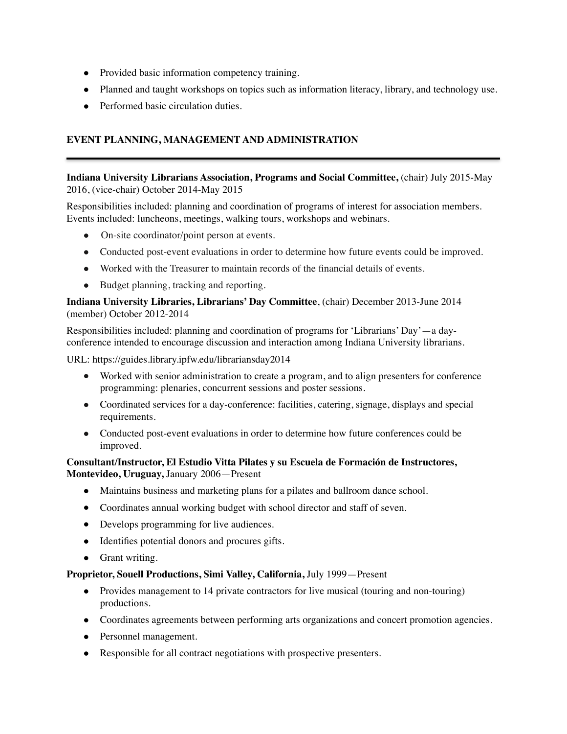- Provided basic information competency training.
- Planned and taught workshops on topics such as information literacy, library, and technology use.
- Performed basic circulation duties.

## EVENT PLANNING, MANAGEMENT AND ADMINISTRATION

---

**Indiana University Librarians Association, Programs and Social Committee,** (chair) July 2015-May 2016, (vice-chair) October 2014-May 2015

Responsibilities included: planning and coordination of programs of interest for association members. Events included: luncheons, meetings, walking tours, workshops and webinars.

- On-site coordinator/point person at events.
- Conducted post-event evaluations in order to determine how future events could be improved.
- Worked with the Treasurer to maintain records of the financial details of events.
- Budget planning, tracking and reporting.

**Indiana University Libraries, Librarians' Day Committee**, (chair) December 2013-June 2014 (member) October 2012-2014

Responsibilities included: planning and coordination of programs for 'Librarians' Day'—a day-conference intended to encourage discussion and interaction among Indiana University librarians.

URL: https://guides.library.ipfw.edu/librariansday2014

- Worked with senior administration to create a program, and to align presenters for conference programming: plenaries, concurrent sessions and poster sessions.
- Coordinated services for a day-conference: facilities, catering, signage, displays and special requirements.
- Conducted post-event evaluations in order to determine how future conferences could be improved.

**Consultant/Instructor, El Estudio Vitta Pilates y su Escuela de Formación de Instructores, Montevideo, Uruguay,** January 2006—Present

- Maintains business and marketing plans for a pilates and ballroom dance school.
- Coordinates annual working budget with school director and staff of seven.
- Develops programming for live audiences.
- Identifies potential donors and procures gifts.
- Grant writing.

**Proprietor, Souell Productions, Simi Valley, California,** July 1999—Present

- Provides management to 14 private contractors for live musical (touring and non-touring) productions.
- Coordinates agreements between performing arts organizations and concert promotion agencies.
- Personnel management.
- Responsible for all contract negotiations with prospective presenters.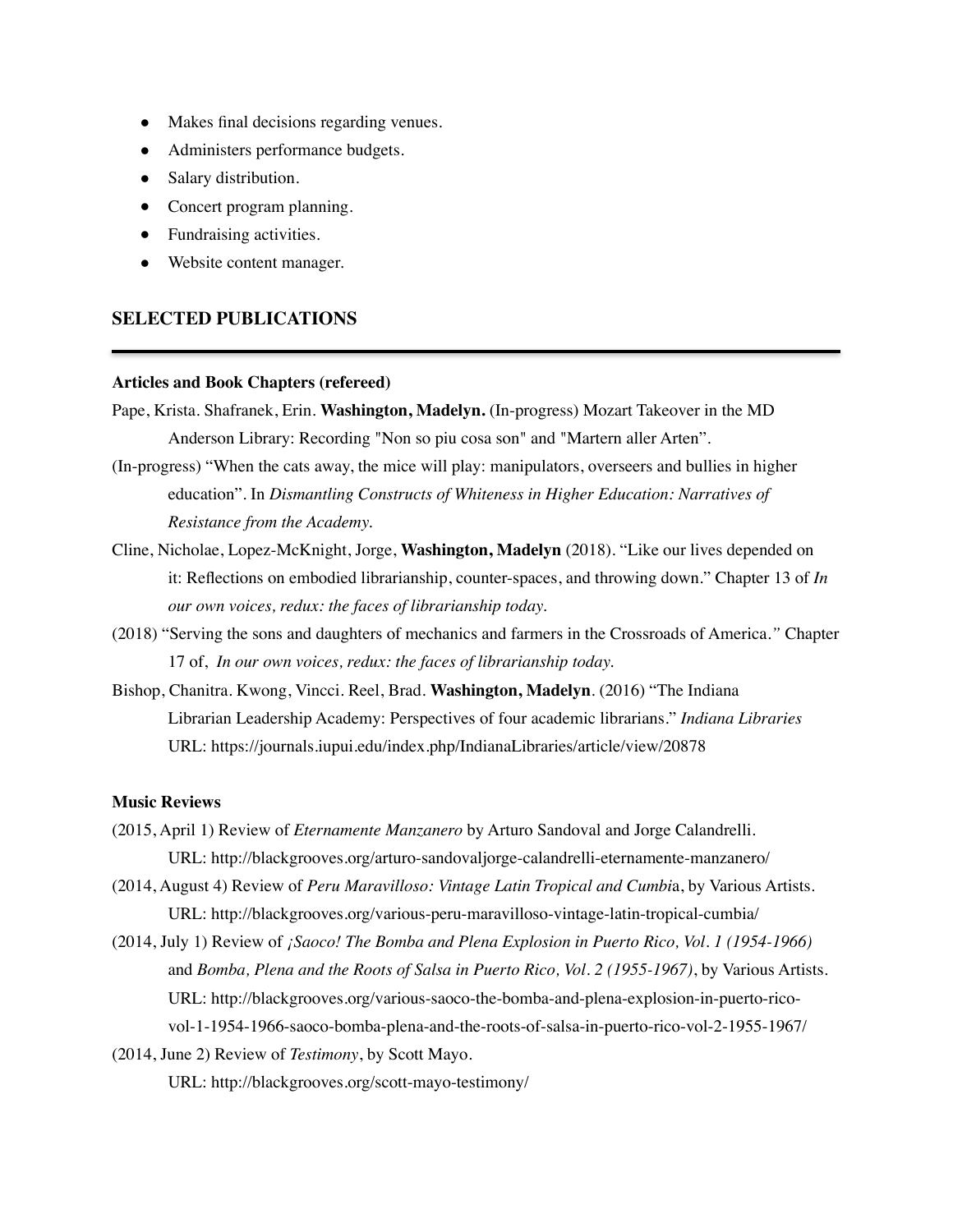- Makes final decisions regarding venues.
- Administers performance budgets.
- Salary distribution.
- Concert program planning.
- Fundraising activities.
- Website content manager.

## SELECTED PUBLICATIONS

---

**Articles and Book Chapters (refereed)**

Pape, Krista. Shafranek, Erin. **Washington, Madelyn.** (In-progress) Mozart Takeover in the MD Anderson Library: Recording "Non so piu cosa son" and "Martern aller Arten".

(In-progress) "When the cats away, the mice will play: manipulators, overseers and bullies in higher education". In *Dismantling Constructs of Whiteness in Higher Education: Narratives of Resistance from the Academy.*

Cline, Nicholae, Lopez-McKnight, Jorge, **Washington, Madelyn** (2018). "Like our lives depended on it: Reflections on embodied librarianship, counter-spaces, and throwing down." Chapter 13 of *In our own voices, redux: the faces of librarianship today.*

(2018) "Serving the sons and daughters of mechanics and farmers in the Crossroads of America." Chapter 17 of, *In our own voices, redux: the faces of librarianship today.*

Bishop, Chanitra. Kwong, Vincci. Reel, Brad. **Washington, Madelyn**. (2016) "The Indiana Librarian Leadership Academy: Perspectives of four academic librarians." *Indiana Libraries* URL: https://journals.iupui.edu/index.php/IndianaLibraries/article/view/20878

**Music Reviews**

(2015, April 1) Review of *Eternamente Manzanero* by Arturo Sandoval and Jorge Calandrelli. URL: http://blackgrooves.org/arturo-sandovaljorge-calandrelli-eternamente-manzanero/

(2014, August 4) Review of *Peru Maravilloso: Vintage Latin Tropical and Cumbi*a, by Various Artists. URL: http://blackgrooves.org/various-peru-maravilloso-vintage-latin-tropical-cumbia/

(2014, July 1) Review of *¡Saoco! The Bomba and Plena Explosion in Puerto Rico, Vol. 1 (1954-1966)* and *Bomba, Plena and the Roots of Salsa in Puerto Rico, Vol. 2 (1955-1967)*, by Various Artists. URL: http://blackgrooves.org/various-saoco-the-bomba-and-plena-explosion-in-puerto-rico-vol-1-1954-1966-saoco-bomba-plena-and-the-roots-of-salsa-in-puerto-rico-vol-2-1955-1967/

(2014, June 2) Review of *Testimony*, by Scott Mayo. URL: http://blackgrooves.org/scott-mayo-testimony/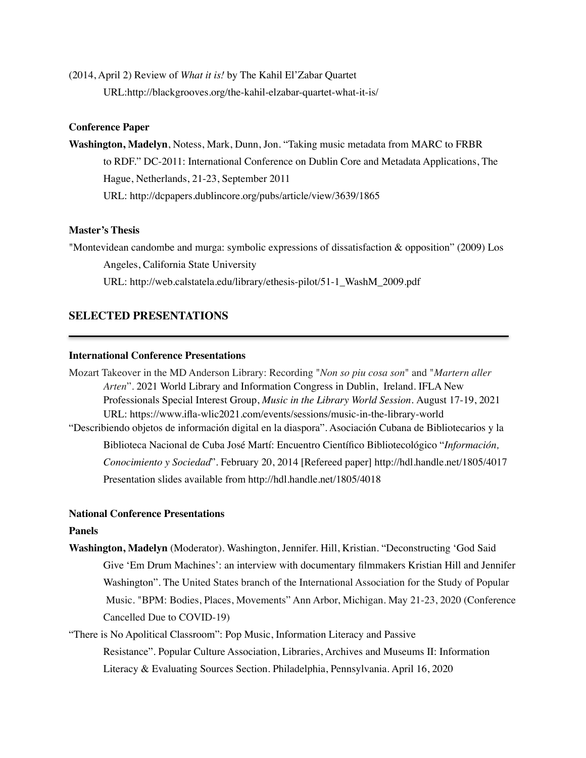(2014, April 2) Review of *What it is!* by The Kahil El'Zabar Quartet
URL:http://blackgrooves.org/the-kahil-elzabar-quartet-what-it-is/

**Conference Paper**

**Washington, Madelyn**, Notess, Mark, Dunn, Jon. "Taking music metadata from MARC to FRBR to RDF." DC-2011: International Conference on Dublin Core and Metadata Applications, The Hague, Netherlands, 21-23, September 2011
URL: http://dcpapers.dublincore.org/pubs/article/view/3639/1865

**Master's Thesis**

"Montevidean candombe and murga: symbolic expressions of dissatisfaction & opposition" (2009) Los Angeles, California State University
URL: http://web.calstatela.edu/library/ethesis-pilot/51-1_WashM_2009.pdf

## SELECTED PRESENTATIONS

**International Conference Presentations**

Mozart Takeover in the MD Anderson Library: Recording "*Non so piu cosa son*" and "*Martern aller Arten*". 2021 World Library and Information Congress in Dublin, Ireland. IFLA New Professionals Special Interest Group, *Music in the Library World Session*. August 17-19, 2021
URL: https://www.ifla-wlic2021.com/events/sessions/music-in-the-library-world

"Describiendo objetos de información digital en la diaspora". Asociación Cubana de Bibliotecarios y la Biblioteca Nacional de Cuba José Martí: Encuentro Científico Bibliotecológico "*Información, Conocimiento y Sociedad*". February 20, 2014 [Refereed paper] http://hdl.handle.net/1805/4017
Presentation slides available from http://hdl.handle.net/1805/4018

**National Conference Presentations**

**Panels**

**Washington, Madelyn** (Moderator). Washington, Jennifer. Hill, Kristian. "Deconstructing 'God Said Give 'Em Drum Machines': an interview with documentary filmmakers Kristian Hill and Jennifer Washington". The United States branch of the International Association for the Study of Popular Music. "BPM: Bodies, Places, Movements" Ann Arbor, Michigan. May 21-23, 2020 (Conference Cancelled Due to COVID-19)

"There is No Apolitical Classroom": Pop Music, Information Literacy and Passive Resistance". Popular Culture Association, Libraries, Archives and Museums II: Information Literacy & Evaluating Sources Section. Philadelphia, Pennsylvania. April 16, 2020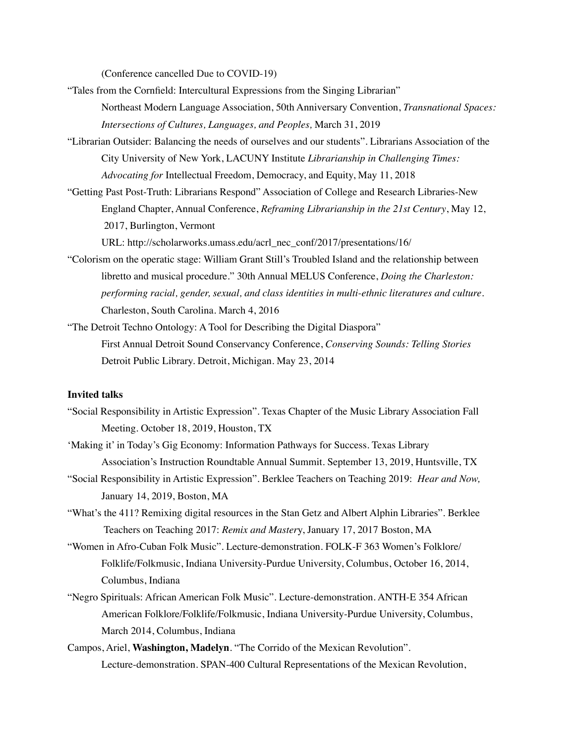(Conference cancelled Due to COVID-19)

"Tales from the Cornfield: Intercultural Expressions from the Singing Librarian"
Northeast Modern Language Association, 50th Anniversary Convention, *Transnational Spaces: Intersections of Cultures, Languages, and Peoples,* March 31, 2019

"Librarian Outsider: Balancing the needs of ourselves and our students". Librarians Association of the City University of New York, LACUNY Institute *Librarianship in Challenging Times: Advocating for* Intellectual Freedom, Democracy, and Equity, May 11, 2018

"Getting Past Post-Truth: Librarians Respond" Association of College and Research Libraries-New England Chapter, Annual Conference, *Reframing Librarianship in the 21st Century*, May 12, 2017, Burlington, Vermont
URL: http://scholarworks.umass.edu/acrl_nec_conf/2017/presentations/16/

"Colorism on the operatic stage: William Grant Still's Troubled Island and the relationship between libretto and musical procedure." 30th Annual MELUS Conference, *Doing the Charleston: performing racial, gender, sexual, and class identities in multi-ethnic literatures and culture*. Charleston, South Carolina. March 4, 2016

"The Detroit Techno Ontology: A Tool for Describing the Digital Diaspora"
First Annual Detroit Sound Conservancy Conference, *Conserving Sounds: Telling Stories* Detroit Public Library. Detroit, Michigan. May 23, 2014

**Invited talks**

"Social Responsibility in Artistic Expression". Texas Chapter of the Music Library Association Fall Meeting. October 18, 2019, Houston, TX

'Making it' in Today's Gig Economy: Information Pathways for Success. Texas Library Association's Instruction Roundtable Annual Summit. September 13, 2019, Huntsville, TX

"Social Responsibility in Artistic Expression". Berklee Teachers on Teaching 2019: *Hear and Now,* January 14, 2019, Boston, MA

"What's the 411? Remixing digital resources in the Stan Getz and Albert Alphin Libraries". Berklee Teachers on Teaching 2017: *Remix and Mastery*, January 17, 2017 Boston, MA

"Women in Afro-Cuban Folk Music". Lecture-demonstration. FOLK-F 363 Women's Folklore/ Folklife/Folkmusic, Indiana University-Purdue University, Columbus, October 16, 2014, Columbus, Indiana

"Negro Spirituals: African American Folk Music". Lecture-demonstration. ANTH-E 354 African American Folklore/Folklife/Folkmusic, Indiana University-Purdue University, Columbus, March 2014, Columbus, Indiana

Campos, Ariel, **Washington, Madelyn**. "The Corrido of the Mexican Revolution". Lecture-demonstration. SPAN-400 Cultural Representations of the Mexican Revolution,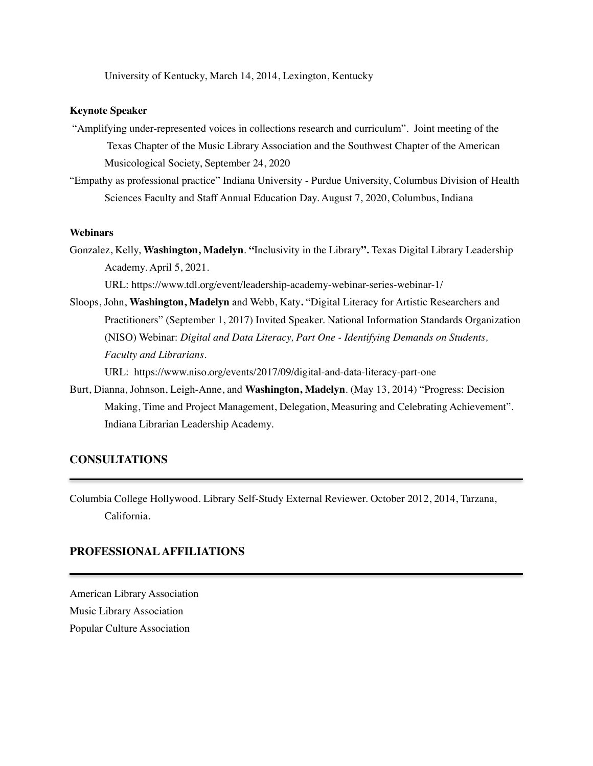University of Kentucky, March 14, 2014, Lexington, Kentucky

**Keynote Speaker**

"Amplifying under-represented voices in collections research and curriculum". Joint meeting of the Texas Chapter of the Music Library Association and the Southwest Chapter of the American Musicological Society, September 24, 2020

"Empathy as professional practice" Indiana University - Purdue University, Columbus Division of Health Sciences Faculty and Staff Annual Education Day. August 7, 2020, Columbus, Indiana

**Webinars**

Gonzalez, Kelly, **Washington, Madelyn**. **"**Inclusivity in the Library**".** Texas Digital Library Leadership Academy. April 5, 2021.
URL: https://www.tdl.org/event/leadership-academy-webinar-series-webinar-1/

Sloops, John, **Washington, Madelyn** and Webb, Katy**.** "Digital Literacy for Artistic Researchers and Practitioners" (September 1, 2017) Invited Speaker. National Information Standards Organization (NISO) Webinar: *Digital and Data Literacy, Part One - Identifying Demands on Students, Faculty and Librarians*.
URL: https://www.niso.org/events/2017/09/digital-and-data-literacy-part-one

Burt, Dianna, Johnson, Leigh-Anne, and **Washington, Madelyn**. (May 13, 2014) "Progress: Decision Making, Time and Project Management, Delegation, Measuring and Celebrating Achievement". Indiana Librarian Leadership Academy.

## CONSULTATIONS

Columbia College Hollywood. Library Self-Study External Reviewer. October 2012, 2014, Tarzana, California.

## PROFESSIONAL AFFILIATIONS

American Library Association
Music Library Association
Popular Culture Association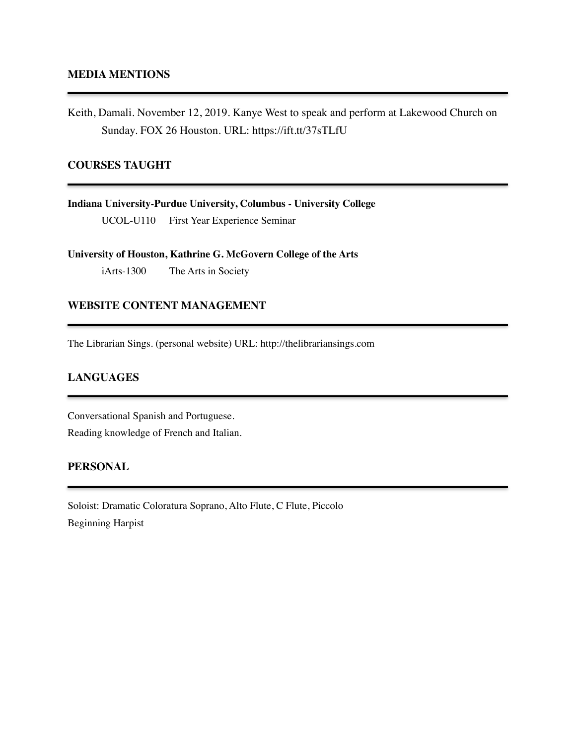## MEDIA MENTIONS

Keith, Damali. November 12, 2019. Kanye West to speak and perform at Lakewood Church on Sunday. FOX 26 Houston. URL: https://ift.tt/37sTLfU

## COURSES TAUGHT

**Indiana University-Purdue University, Columbus - University College**

UCOL-U110 First Year Experience Seminar

**University of Houston, Kathrine G. McGovern College of the Arts**

iArts-1300 The Arts in Society

## WEBSITE CONTENT MANAGEMENT

The Librarian Sings. (personal website) URL: http://thelibrariansings.com

## LANGUAGES

Conversational Spanish and Portuguese.
Reading knowledge of French and Italian.

## PERSONAL

Soloist: Dramatic Coloratura Soprano, Alto Flute, C Flute, Piccolo
Beginning Harpist